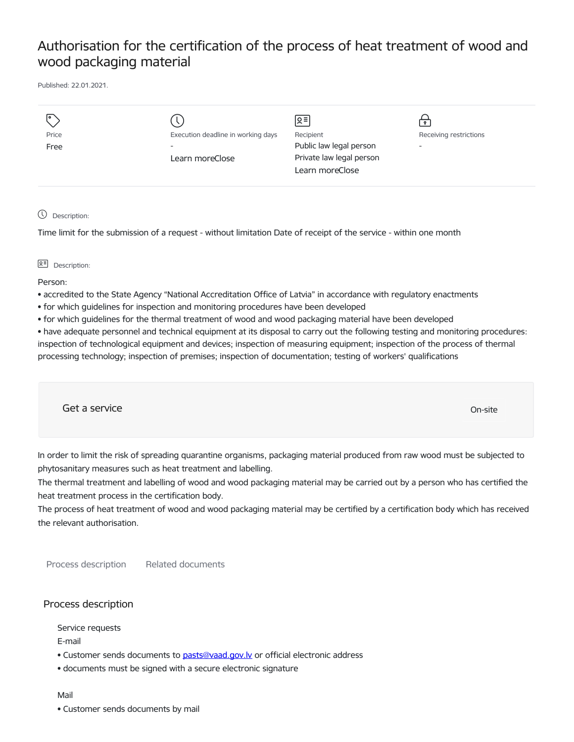# Authorisation for the certification of the process of heat treatment of wood and wood packaging material

Published: 22.01.2021.

Price
Free

Execution deadline in working days
-
Learn moreClose

Recipient
Public law legal person
Private law legal person
Learn moreClose

Receiving restrictions
-

Description:

Time limit for the submission of a request - without limitation Date of receipt of the service - within one month

Description:

Person:
- accredited to the State Agency “National Accreditation Office of Latvia” in accordance with regulatory enactments
- for which guidelines for inspection and monitoring procedures have been developed
- for which guidelines for the thermal treatment of wood and wood packaging material have been developed
- have adequate personnel and technical equipment at its disposal to carry out the following testing and monitoring procedures: inspection of technological equipment and devices; inspection of measuring equipment; inspection of the process of thermal processing technology; inspection of premises; inspection of documentation; testing of workers' qualifications

Get a service

On-site

In order to limit the risk of spreading quarantine organisms, packaging material produced from raw wood must be subjected to phytosanitary measures such as heat treatment and labelling.
The thermal treatment and labelling of wood and wood packaging material may be carried out by a person who has certified the heat treatment process in the certification body.
The process of heat treatment of wood and wood packaging material may be certified by a certification body which has received the relevant authorisation.

Process description | Related documents

## Process description

Service requests

E-mail
- Customer sends documents to pasts@vaad.gov.lv or official electronic address
- documents must be signed with a secure electronic signature

Mail
- Customer sends documents by mail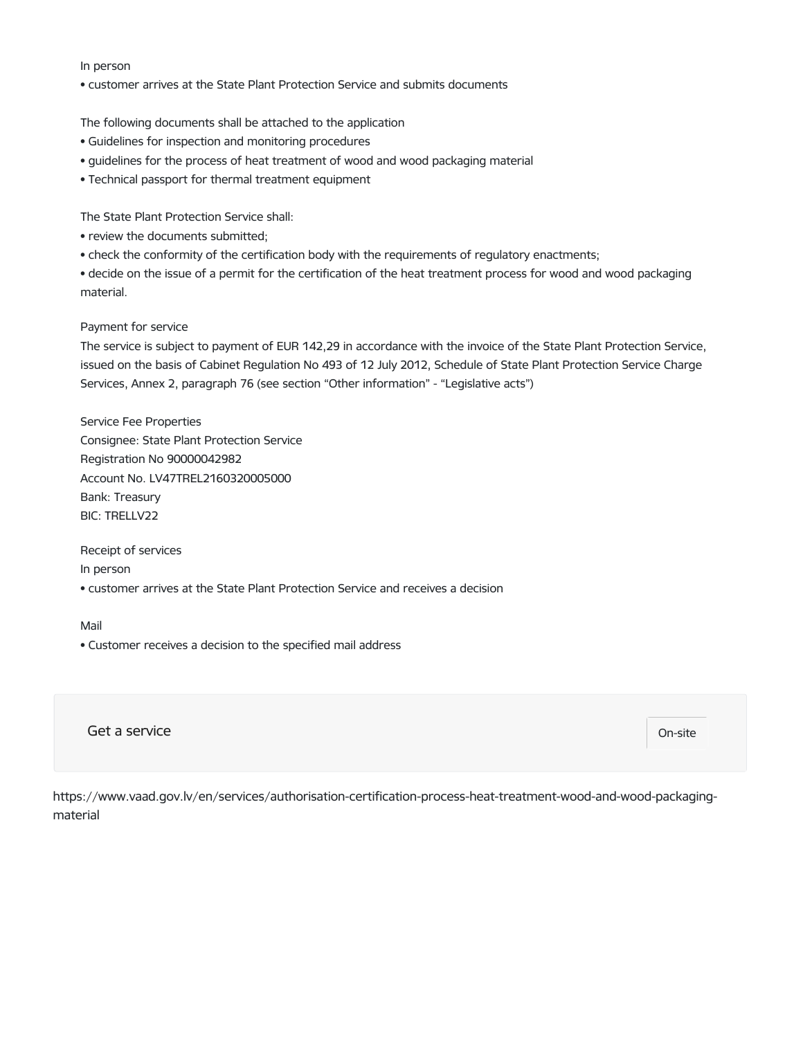In person

- customer arrives at the State Plant Protection Service and submits documents

The following documents shall be attached to the application

- Guidelines for inspection and monitoring procedures
- guidelines for the process of heat treatment of wood and wood packaging material
- Technical passport for thermal treatment equipment

The State Plant Protection Service shall:

- review the documents submitted;
- check the conformity of the certification body with the requirements of regulatory enactments;
- decide on the issue of a permit for the certification of the heat treatment process for wood and wood packaging material.

Payment for service

The service is subject to payment of EUR 142,29 in accordance with the invoice of the State Plant Protection Service, issued on the basis of Cabinet Regulation No 493 of 12 July 2012, Schedule of State Plant Protection Service Charge Services, Annex 2, paragraph 76 (see section "Other information" - "Legislative acts")

Service Fee Properties

Consignee: State Plant Protection Service

Registration No 90000042982

Account No. LV47TREL2160320005000

Bank: Treasury

BIC: TRELLV22

Receipt of services

In person

- customer arrives at the State Plant Protection Service and receives a decision

Mail

- Customer receives a decision to the specified mail address

Get a service

On-site

https://www.vaad.gov.lv/en/services/authorisation-certification-process-heat-treatment-wood-and-wood-packaging-material